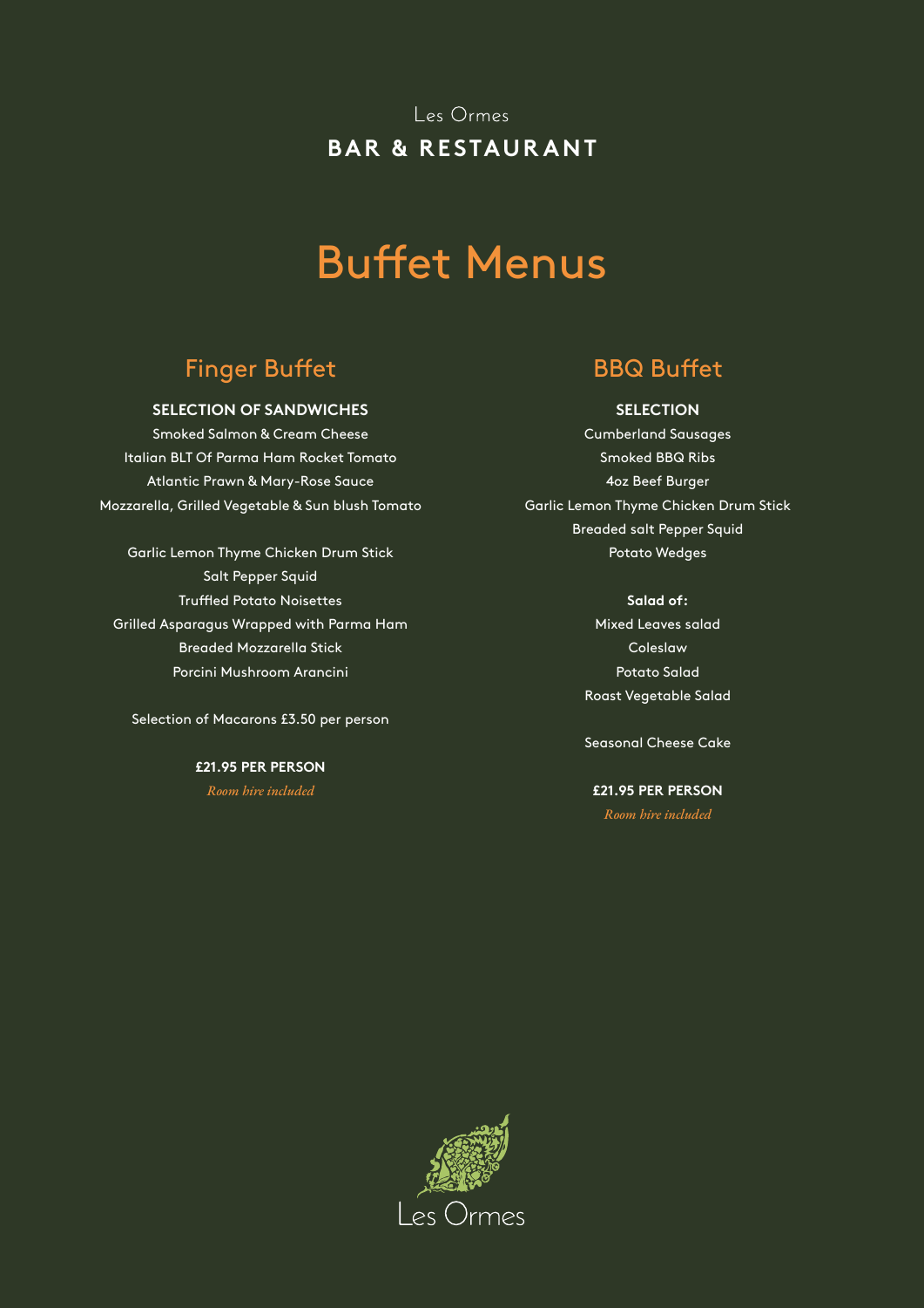Les Ormes

**BAR & RESTAURANT**

# Buffet Menus

## Finger Buffet

**SELECTION OF SANDWICHES**

Smoked Salmon & Cream Cheese

Italian BLT Of Parma Ham Rocket Tomato

Atlantic Prawn & Mary-Rose Sauce

Mozzarella, Grilled Vegetable & Sun blush Tomato

Garlic Lemon Thyme Chicken Drum Stick

Salt Pepper Squid

Truffled Potato Noisettes

Grilled Asparagus Wrapped with Parma Ham

Breaded Mozzarella Stick

Porcini Mushroom Arancini

Selection of Macarons £3.50 per person

**£21.95 PER PERSON**

*Room hire included*

## BBQ Buffet

**SELECTION**

Cumberland Sausages

Smoked BBQ Ribs

4oz Beef Burger

Garlic Lemon Thyme Chicken Drum Stick

Breaded salt Pepper Squid

Potato Wedges

**Salad of:**

Mixed Leaves salad

Coleslaw

Potato Salad

Roast Vegetable Salad

Seasonal Cheese Cake

**£21.95 PER PERSON**

*Room hire included*

Les Ormes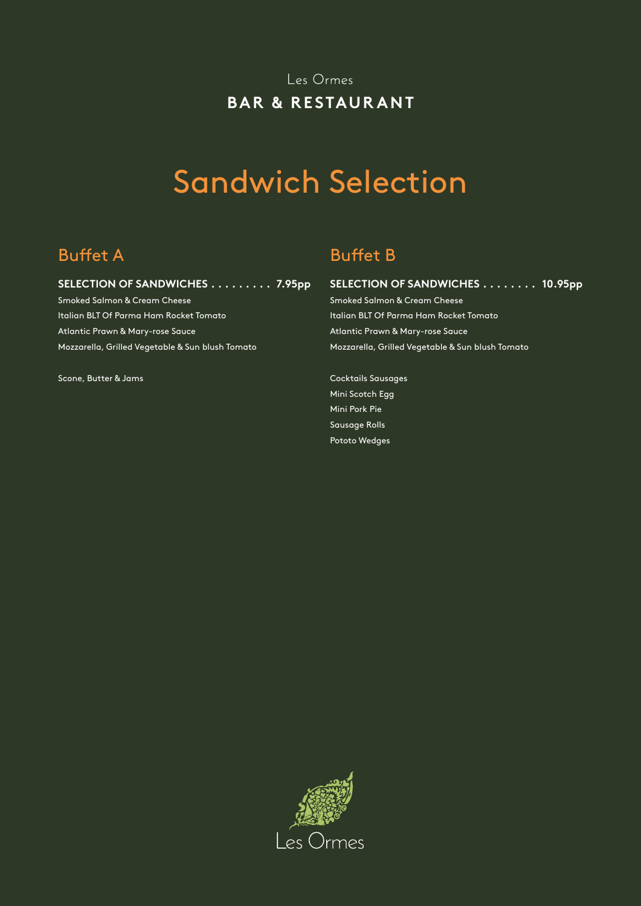Les Ormes

**BAR & RESTAURANT**

# Sandwich Selection

## Buffet A

**SELECTION OF SANDWICHES . . . . . . . . . 7.95pp**

Smoked Salmon & Cream Cheese

Italian BLT Of Parma Ham Rocket Tomato

Atlantic Prawn & Mary-rose Sauce

Mozzarella, Grilled Vegetable & Sun blush Tomato

Scone, Butter & Jams

## Buffet B

**SELECTION OF SANDWICHES . . . . . . . . 10.95pp**

Smoked Salmon & Cream Cheese

Italian BLT Of Parma Ham Rocket Tomato

Atlantic Prawn & Mary-rose Sauce

Mozzarella, Grilled Vegetable & Sun blush Tomato

Cocktails Sausages

Mini Scotch Egg

Mini Pork Pie

Sausage Rolls

Pototo Wedges

Les Ormes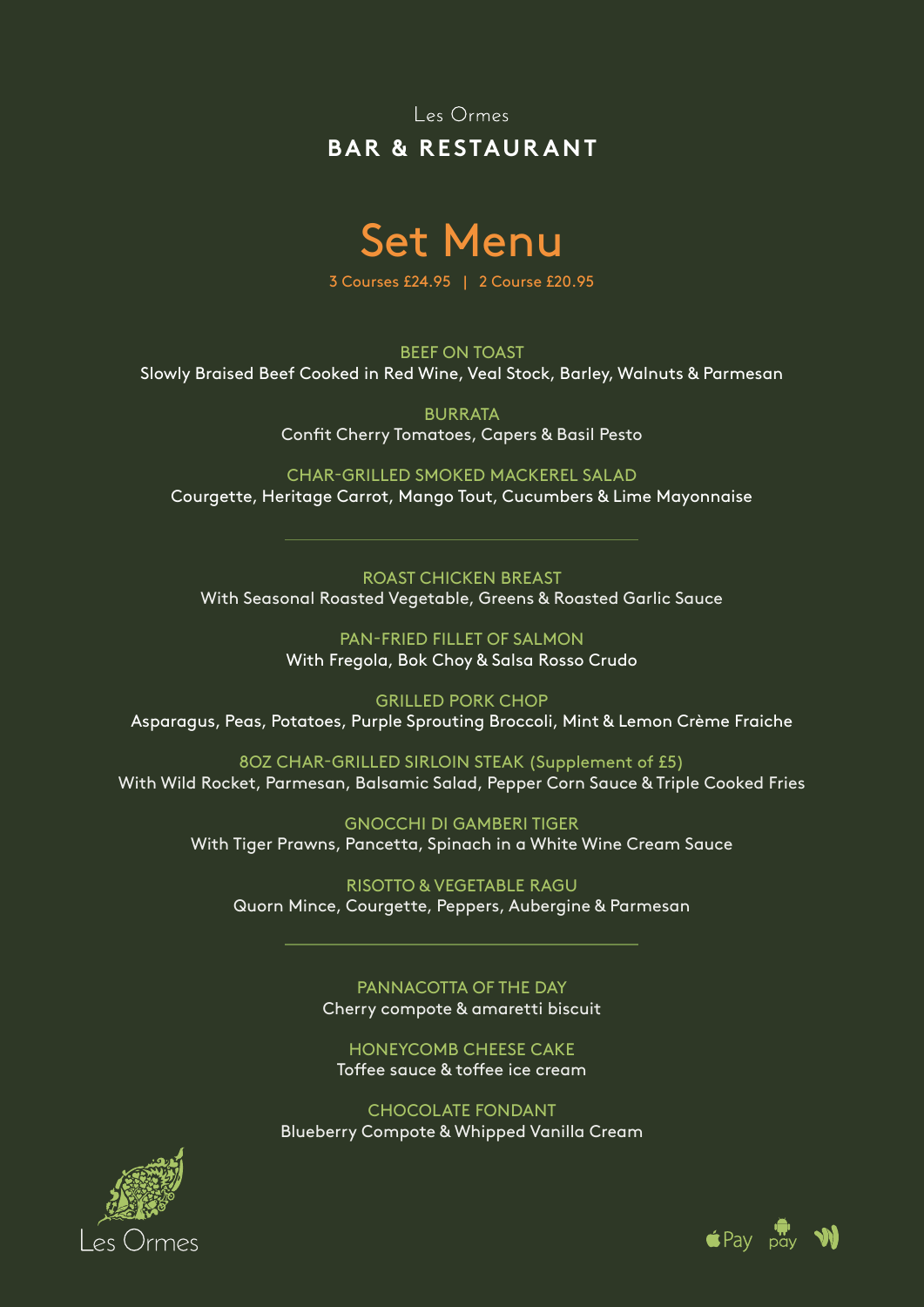Les Ormes

# BAR & RESTAURANT

## Set Menu

3 Courses £24.95 | 2 Course £20.95

**BEEF ON TOAST**
Slowly Braised Beef Cooked in Red Wine, Veal Stock, Barley, Walnuts & Parmesan

**BURRATA**
Confit Cherry Tomatoes, Capers & Basil Pesto

**CHAR-GRILLED SMOKED MACKEREL SALAD**
Courgette, Heritage Carrot, Mango Tout, Cucumbers & Lime Mayonnaise

---

**ROAST CHICKEN BREAST**
With Seasonal Roasted Vegetable, Greens & Roasted Garlic Sauce

**PAN-FRIED FILLET OF SALMON**
With Fregola, Bok Choy & Salsa Rosso Crudo

**GRILLED PORK CHOP**
Asparagus, Peas, Potatoes, Purple Sprouting Broccoli, Mint & Lemon Crème Fraiche

**8OZ CHAR-GRILLED SIRLOIN STEAK (Supplement of £5)**
With Wild Rocket, Parmesan, Balsamic Salad, Pepper Corn Sauce & Triple Cooked Fries

**GNOCCHI DI GAMBERI TIGER**
With Tiger Prawns, Pancetta, Spinach in a White Wine Cream Sauce

**RISOTTO & VEGETABLE RAGU**
Quorn Mince, Courgette, Peppers, Aubergine & Parmesan

---

**PANNACOTTA OF THE DAY**
Cherry compote & amaretti biscuit

**HONEYCOMB CHEESE CAKE**
Toffee sauce & toffee ice cream

**CHOCOLATE FONDANT**
Blueberry Compote & Whipped Vanilla Cream

Les Ormes

Pay pay